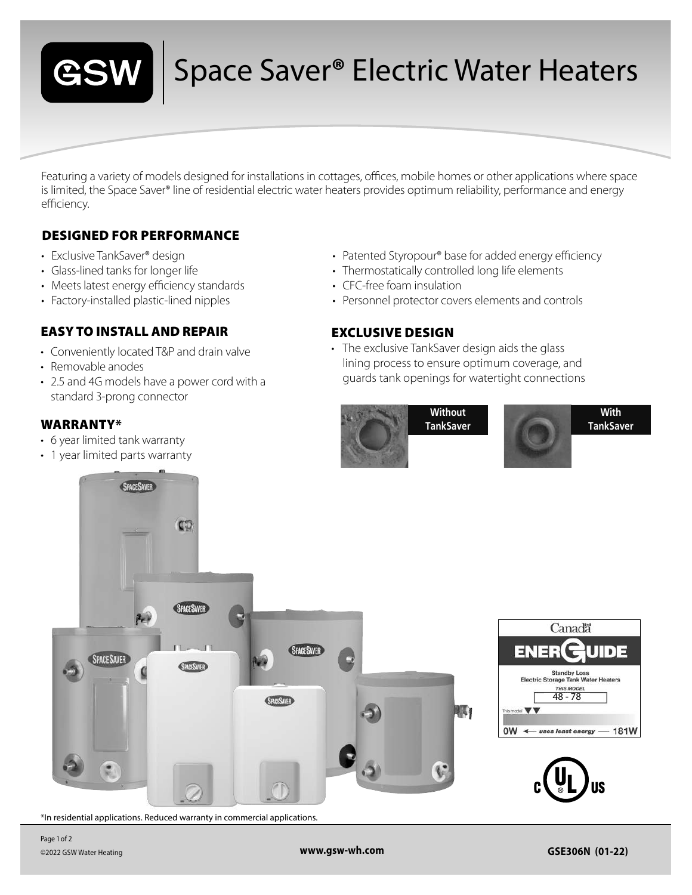# Space Saver® Electric Water Heaters

Featuring a variety of models designed for installations in cottages, offices, mobile homes or other applications where space is limited, the Space Saver® line of residential electric water heaters provides optimum reliability, performance and energy efficiency.

## DESIGNED FOR PERFORMANCE

- Exclusive TankSaver® design
- Glass-lined tanks for longer life
- Meets latest energy efficiency standards
- Factory-installed plastic-lined nipples
- Patented Styropour® base for added energy efficiency
- Thermostatically controlled long life elements
- CFC-free foam insulation
- Personnel protector covers elements and controls

## EASY TO INSTALL AND REPAIR

- Conveniently located T&P and drain valve
- Removable anodes
- 2.5 and 4G models have a power cord with a standard 3-prong connector

## WARRANTY*

- 6 year limited tank warranty
- 1 year limited parts warranty

## EXCLUSIVE DESIGN

- The exclusive TankSaver design aids the glass lining process to ensure optimum coverage, and guards tank openings for watertight connections

Without TankSaver

With TankSaver

Canada ENERGUIDE

Standby Loss
Electric Storage Tank Water Heaters
THIS MODEL
48 - 78

This model

0W ← uses least energy — 181W

*In residential applications. Reduced warranty in commercial applications.

©2022 GSW Water Heating

www.gsw-wh.com

GSE306N (01-22)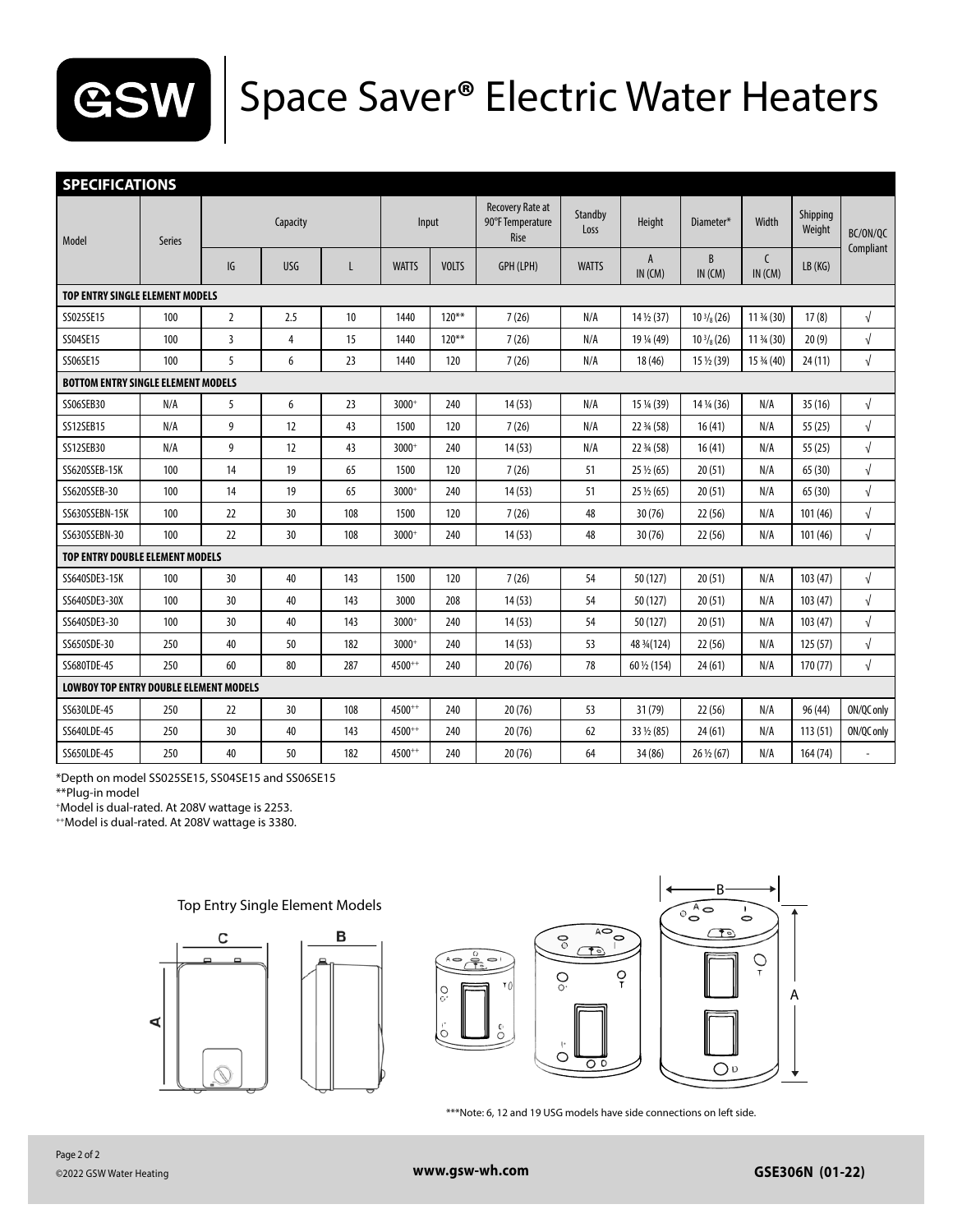# Space Saver® Electric Water Heaters

## SPECIFICATIONS

| Model | Series | Capacity | | | Input | | Recovery Rate at 90°F Temperature Rise | Standby Loss | Height | Diameter* | Width | Shipping Weight | BC/ON/QC Compliant |
|---|---|---|---|---|---|---|---|---|---|---|---|---|---|
| | | IG | USG | L | WATTS | VOLTS | GPH (LPH) | WATTS | A IN (CM) | B IN (CM) | C IN (CM) | LB (KG) | |
| **TOP ENTRY SINGLE ELEMENT MODELS** | | | | | | | | | | | | | |
| SS025SE15 | 100 | 2 | 2.5 | 10 | 1440 | 120** | 7 (26) | N/A | 14 ½ (37) | 10 3/8 (26) | 11 ¾ (30) | 17 (8) | √ |
| SS04SE15 | 100 | 3 | 4 | 15 | 1440 | 120** | 7 (26) | N/A | 19 ¼ (49) | 10 3/8 (26) | 11 ¾ (30) | 20 (9) | √ |
| SS06SE15 | 100 | 5 | 6 | 23 | 1440 | 120 | 7 (26) | N/A | 18 (46) | 15 ½ (39) | 15 ¾ (40) | 24 (11) | √ |
| **BOTTOM ENTRY SINGLE ELEMENT MODELS** | | | | | | | | | | | | | |
| SS06SEB30 | N/A | 5 | 6 | 23 | 3000+ | 240 | 14 (53) | N/A | 15 ¼ (39) | 14 ¼ (36) | N/A | 35 (16) | √ |
| SS12SEB15 | N/A | 9 | 12 | 43 | 1500 | 120 | 7 (26) | N/A | 22 ¾ (58) | 16 (41) | N/A | 55 (25) | √ |
| SS12SEB30 | N/A | 9 | 12 | 43 | 3000+ | 240 | 14 (53) | N/A | 22 ¾ (58) | 16 (41) | N/A | 55 (25) | √ |
| SS620SSEB-15K | 100 | 14 | 19 | 65 | 1500 | 120 | 7 (26) | 51 | 25 ½ (65) | 20 (51) | N/A | 65 (30) | √ |
| SS620SSEB-30 | 100 | 14 | 19 | 65 | 3000+ | 240 | 14 (53) | 51 | 25 ½ (65) | 20 (51) | N/A | 65 (30) | √ |
| SS630SSEBN-15K | 100 | 22 | 30 | 108 | 1500 | 120 | 7 (26) | 48 | 30 (76) | 22 (56) | N/A | 101 (46) | √ |
| SS630SSEBN-30 | 100 | 22 | 30 | 108 | 3000+ | 240 | 14 (53) | 48 | 30 (76) | 22 (56) | N/A | 101 (46) | √ |
| **TOP ENTRY DOUBLE ELEMENT MODELS** | | | | | | | | | | | | | |
| SS640SDE3-15K | 100 | 30 | 40 | 143 | 1500 | 120 | 7 (26) | 54 | 50 (127) | 20 (51) | N/A | 103 (47) | √ |
| SS640SDE3-30X | 100 | 30 | 40 | 143 | 3000 | 208 | 14 (53) | 54 | 50 (127) | 20 (51) | N/A | 103 (47) | √ |
| SS640SDE3-30 | 100 | 30 | 40 | 143 | 3000+ | 240 | 14 (53) | 54 | 50 (127) | 20 (51) | N/A | 103 (47) | √ |
| SS650SDE-30 | 250 | 40 | 50 | 182 | 3000+ | 240 | 14 (53) | 53 | 48 ¾(124) | 22 (56) | N/A | 125 (57) | √ |
| SS680TDE-45 | 250 | 60 | 80 | 287 | 4500++ | 240 | 20 (76) | 78 | 60 ½ (154) | 24 (61) | N/A | 170 (77) | √ |
| **LOWBOY TOP ENTRY DOUBLE ELEMENT MODELS** | | | | | | | | | | | | | |
| SS630LDE-45 | 250 | 22 | 30 | 108 | 4500++ | 240 | 20 (76) | 53 | 31 (79) | 22 (56) | N/A | 96 (44) | ON/QC only |
| SS640LDE-45 | 250 | 30 | 40 | 143 | 4500++ | 240 | 20 (76) | 62 | 33 ½ (85) | 24 (61) | N/A | 113 (51) | ON/QC only |
| SS650LDE-45 | 250 | 40 | 50 | 182 | 4500++ | 240 | 20 (76) | 64 | 34 (86) | 26 ½ (67) | N/A | 164 (74) | - |

*Depth on model SS025SE15, SS04SE15 and SS06SE15

**Plug-in model

+Model is dual-rated. At 208V wattage is 2253.

++Model is dual-rated. At 208V wattage is 3380.

Top Entry Single Element Models

C

B

A

B

A

***Note: 6, 12 and 19 USG models have side connections on left side.

www.gsw-wh.com

©2022 GSW Water Heating

GSE306N (01-22)